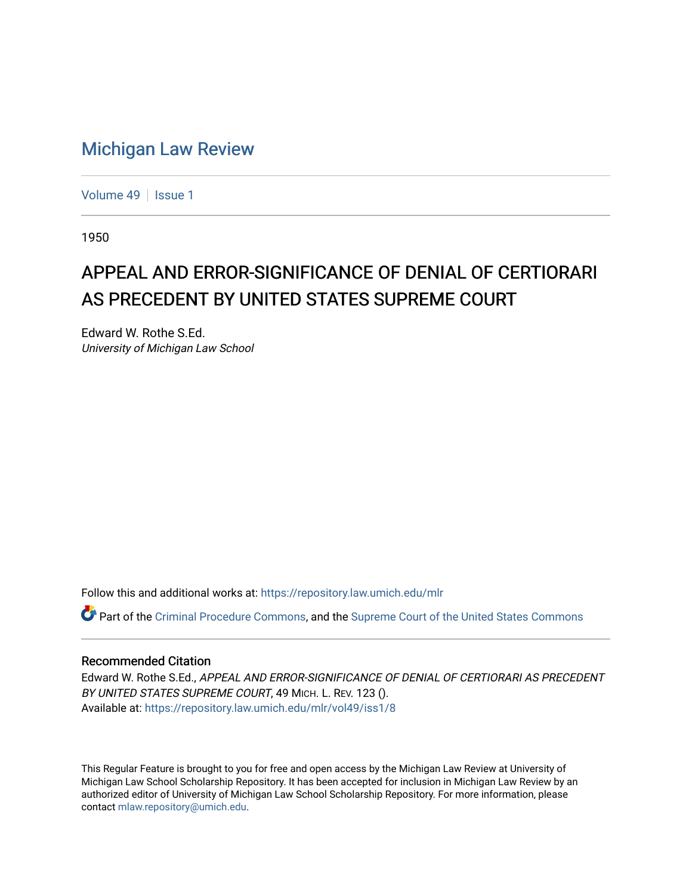Michigan Law Review

Volume 49 | Issue 1

1950

# APPEAL AND ERROR-SIGNIFICANCE OF DENIAL OF CERTIORARI AS PRECEDENT BY UNITED STATES SUPREME COURT

Edward W. Rothe S.Ed.
*University of Michigan Law School*

Follow this and additional works at: https://repository.law.umich.edu/mlr

Part of the Criminal Procedure Commons, and the Supreme Court of the United States Commons

## Recommended Citation

Edward W. Rothe S.Ed., *APPEAL AND ERROR-SIGNIFICANCE OF DENIAL OF CERTIORARI AS PRECEDENT BY UNITED STATES SUPREME COURT*, 49 MICH. L. REV. 123 ().
Available at: https://repository.law.umich.edu/mlr/vol49/iss1/8

This Regular Feature is brought to you for free and open access by the Michigan Law Review at University of Michigan Law School Scholarship Repository. It has been accepted for inclusion in Michigan Law Review by an authorized editor of University of Michigan Law School Scholarship Repository. For more information, please contact mlaw.repository@umich.edu.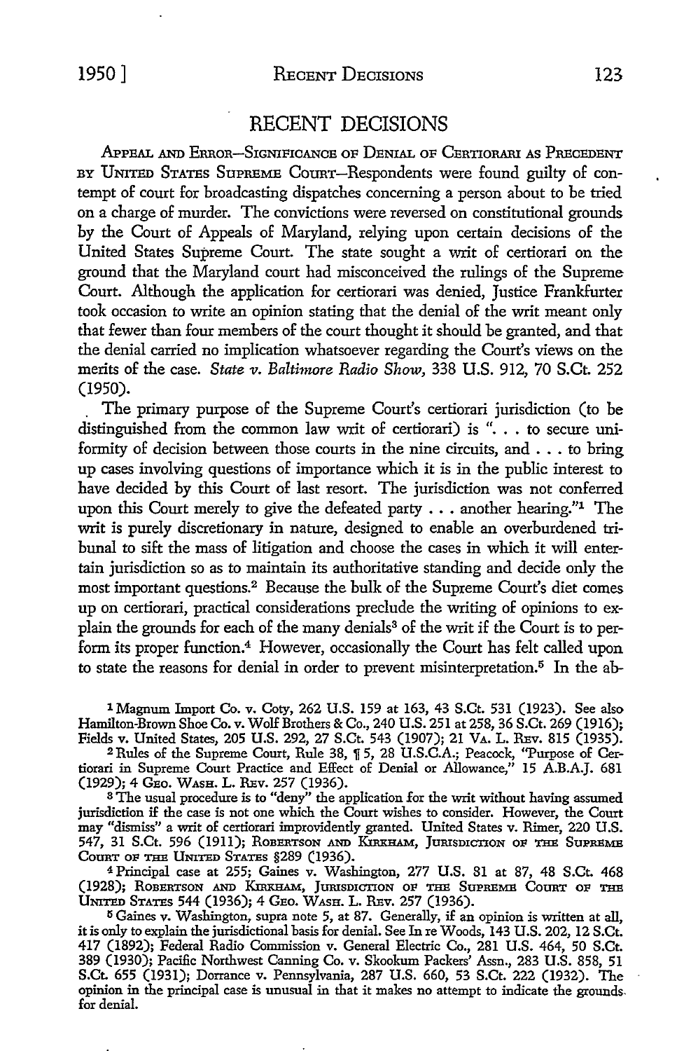# RECENT DECISIONS

APPEAL AND ERROR—SIGNIFICANCE OF DENIAL OF CERTIORARI AS PRECEDENT BY UNITED STATES SUPREME COURT—Respondents were found guilty of contempt of court for broadcasting dispatches concerning a person about to be tried on a charge of murder. The convictions were reversed on constitutional grounds by the Court of Appeals of Maryland, relying upon certain decisions of the United States Supreme Court. The state sought a writ of certiorari on the ground that the Maryland court had misconceived the rulings of the Supreme Court. Although the application for certiorari was denied, Justice Frankfurter took occasion to write an opinion stating that the denial of the writ meant only that fewer than four members of the court thought it should be granted, and that the denial carried no implication whatsoever regarding the Court's views on the merits of the case. *State v. Baltimore Radio Show,* 338 U.S. 912, 70 S.Ct. 252 (1950).

The primary purpose of the Supreme Court's certiorari jurisdiction (to be distinguished from the common law writ of certiorari) is ". . . to secure uniformity of decision between those courts in the nine circuits, and . . . to bring up cases involving questions of importance which it is in the public interest to have decided by this Court of last resort. The jurisdiction was not conferred upon this Court merely to give the defeated party . . . another hearing."[1] The writ is purely discretionary in nature, designed to enable an overburdened tribunal to sift the mass of litigation and choose the cases in which it will entertain jurisdiction so as to maintain its authoritative standing and decide only the most important questions.[2] Because the bulk of the Supreme Court's diet comes up on certiorari, practical considerations preclude the writing of opinions to explain the grounds for each of the many denials[3] of the writ if the Court is to perform its proper function.[4] However, occasionally the Court has felt called upon to state the reasons for denial in order to prevent misinterpretation.[5] In the ab-

[1] Magnum Import Co. v. Coty, 262 U.S. 159 at 163, 43 S.Ct. 531 (1923). See also Hamilton-Brown Shoe Co. v. Wolf Brothers & Co., 240 U.S. 251 at 258, 36 S.Ct. 269 (1916); Fields v. United States, 205 U.S. 292, 27 S.Ct. 543 (1907); 21 VA. L. REV. 815 (1935).

[2] Rules of the Supreme Court, Rule 38, ¶ 5, 28 U.S.C.A.; Peacock, "Purpose of Certiorari in Supreme Court Practice and Effect of Denial or Allowance," 15 A.B.A.J. 681 (1929); 4 GEO. WASH. L. REV. 257 (1936).

[3] The usual procedure is to "deny" the application for the writ without having assumed jurisdiction if the case is not one which the Court wishes to consider. However, the Court may "dismiss" a writ of certiorari improvidently granted. United States v. Rimer, 220 U.S. 547, 31 S.Ct. 596 (1911); ROBERTSON AND KIRKHAM, JURISDICTION OF THE SUPREME COURT OF THE UNITED STATES §289 (1936).

[4] Principal case at 255; Gaines v. Washington, 277 U.S. 81 at 87, 48 S.Ct. 468 (1928); ROBERTSON AND KIRKHAM, JURISDICTION OF THE SUPREME COURT OF THE UNITED STATES 544 (1936); 4 GEO. WASH. L. REV. 257 (1936).

[5] Gaines v. Washington, supra note 5, at 87. Generally, if an opinion is written at all, it is only to explain the jurisdictional basis for denial. See In re Woods, 143 U.S. 202, 12 S.Ct. 417 (1892); Federal Radio Commission v. General Electric Co., 281 U.S. 464, 50 S.Ct. 389 (1930); Pacific Northwest Canning Co. v. Skookum Packers' Assn., 283 U.S. 858, 51 S.Ct. 655 (1931); Dorrance v. Pennsylvania, 287 U.S. 660, 53 S.Ct. 222 (1932). The opinion in the principal case is unusual in that it makes no attempt to indicate the grounds for denial.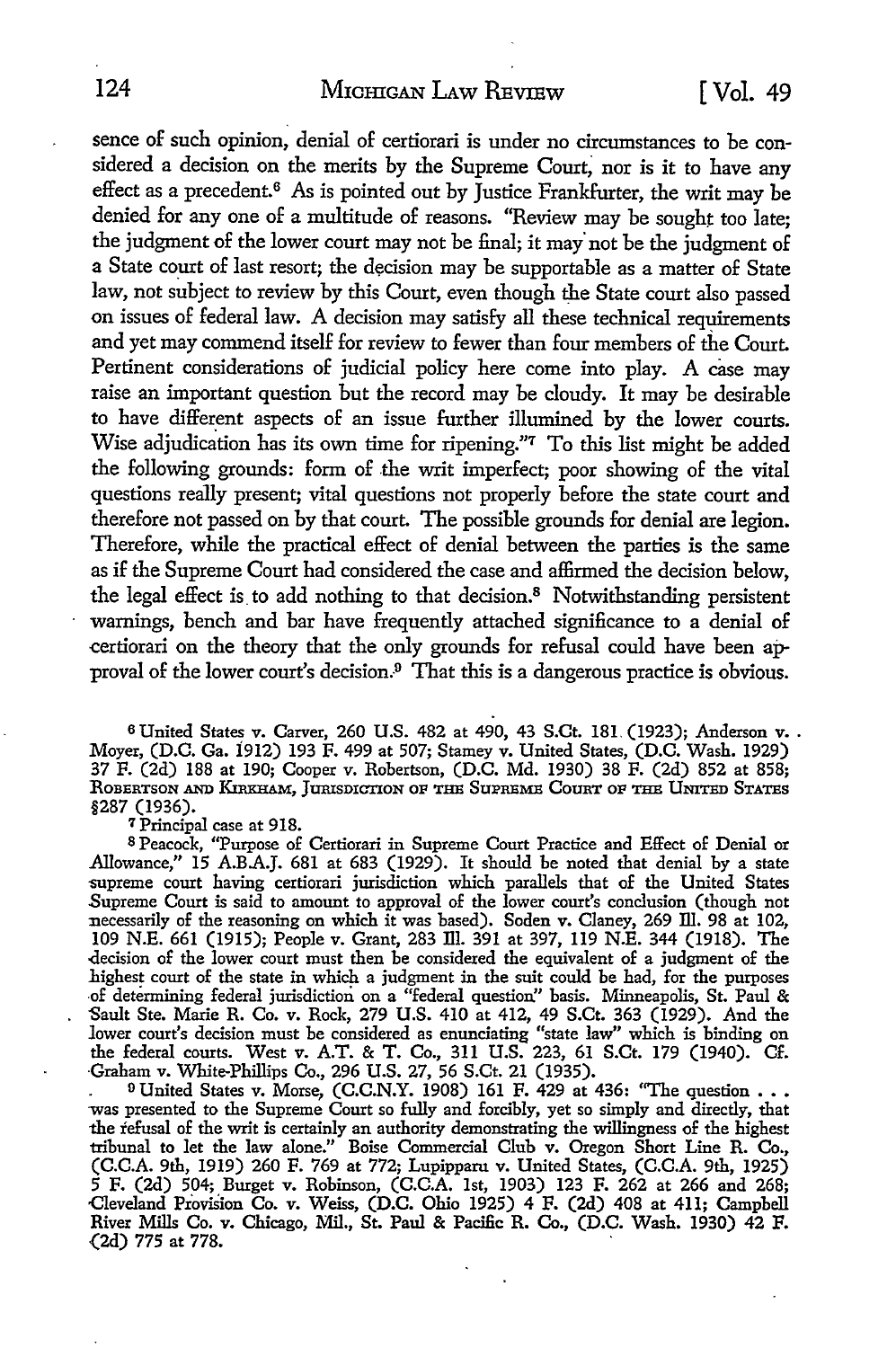sence of such opinion, denial of certiorari is under no circumstances to be considered a decision on the merits by the Supreme Court, nor is it to have any effect as a precedent.[6] As is pointed out by Justice Frankfurter, the writ may be denied for any one of a multitude of reasons. "Review may be sought too late; the judgment of the lower court may not be final; it may not be the judgment of a State court of last resort; the decision may be supportable as a matter of State law, not subject to review by this Court, even though the State court also passed on issues of federal law. A decision may satisfy all these technical requirements and yet may commend itself for review to fewer than four members of the Court. Pertinent considerations of judicial policy here come into play. A case may raise an important question but the record may be cloudy. It may be desirable to have different aspects of an issue further illumined by the lower courts. Wise adjudication has its own time for ripening."[7] To this list might be added the following grounds: form of the writ imperfect; poor showing of the vital questions really present; vital questions not properly before the state court and therefore not passed on by that court. The possible grounds for denial are legion. Therefore, while the practical effect of denial between the parties is the same as if the Supreme Court had considered the case and affirmed the decision below, the legal effect is to add nothing to that decision.[8] Notwithstanding persistent warnings, bench and bar have frequently attached significance to a denial of certiorari on the theory that the only grounds for refusal could have been approval of the lower court's decision.[9] That this is a dangerous practice is obvious.

---

[6] United States v. Carver, 260 U.S. 482 at 490, 43 S.Ct. 181 (1923); Anderson v. Moyer, (D.C. Ga. 1912) 193 F. 499 at 507; Stamey v. United States, (D.C. Wash. 1929) 37 F. (2d) 188 at 190; Cooper v. Robertson, (D.C. Md. 1930) 38 F. (2d) 852 at 858; ROBERTSON AND KIRKHAM, JURISDICTION OF THE SUPREME COURT OF THE UNITED STATES §287 (1936).

[7] Principal case at 918.

[8] Peacock, "Purpose of Certiorari in Supreme Court Practice and Effect of Denial or Allowance," 15 A.B.A.J. 681 at 683 (1929). It should be noted that denial by a state supreme court having certiorari jurisdiction which parallels that of the United States Supreme Court is said to amount to approval of the lower court's conclusion (though not necessarily of the reasoning on which it was based). Soden v. Claney, 269 Ill. 98 at 102, 109 N.E. 661 (1915); People v. Grant, 283 Ill. 391 at 397, 119 N.E. 344 (1918). The decision of the lower court must then be considered the equivalent of a judgment of the highest court of the state in which a judgment in the suit could be had, for the purposes of determining federal jurisdiction on a "federal question" basis. Minneapolis, St. Paul & Sault Ste. Marie R. Co. v. Rock, 279 U.S. 410 at 412, 49 S.Ct. 363 (1929). And the lower court's decision must be considered as enunciating "state law" which is binding on the federal courts. West v. A.T. & T. Co., 311 U.S. 223, 61 S.Ct. 179 (1940). Cf. Graham v. White-Phillips Co., 296 U.S. 27, 56 S.Ct. 21 (1935).

[9] United States v. Morse, (C.C.N.Y. 1908) 161 F. 429 at 436: "The question . . . was presented to the Supreme Court so fully and forcibly, yet so simply and directly, that the refusal of the writ is certainly an authority demonstrating the willingness of the highest tribunal to let the law alone." Boise Commercial Club v. Oregon Short Line R. Co., (C.C.A. 9th, 1919) 260 F. 769 at 772; Lupipparu v. United States, (C.C.A. 9th, 1925) 5 F. (2d) 504; Burget v. Robinson, (C.C.A. 1st, 1903) 123 F. 262 at 266 and 268; Cleveland Provision Co. v. Weiss, (D.C. Ohio 1925) 4 F. (2d) 408 at 411; Campbell River Mills Co. v. Chicago, Mil., St. Paul & Pacific R. Co., (D.C. Wash. 1930) 42 F. (2d) 775 at 778.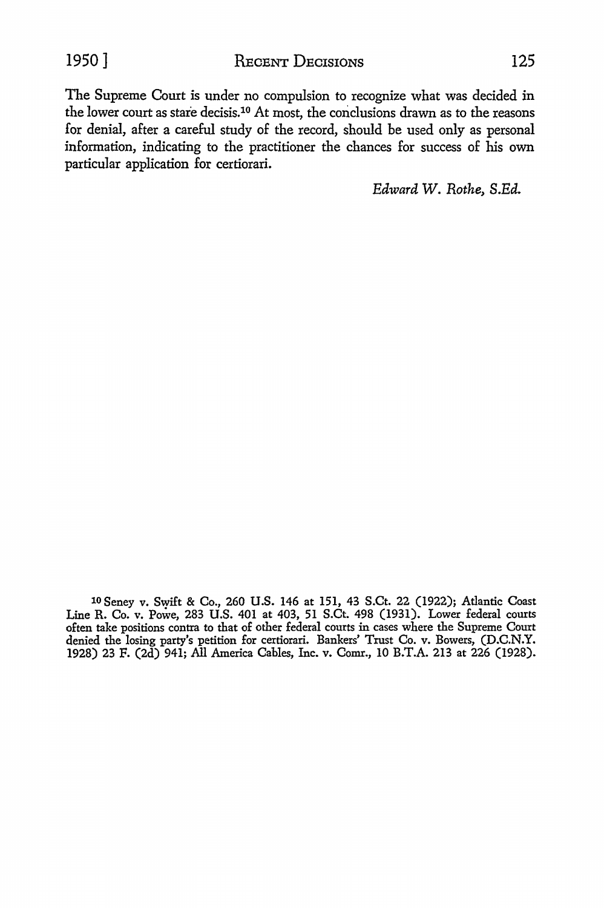The Supreme Court is under no compulsion to recognize what was decided in the lower court as stare decisis.[10] At most, the conclusions drawn as to the reasons for denial, after a careful study of the record, should be used only as personal information, indicating to the practitioner the chances for success of his own particular application for certiorari.

*Edward W. Rothe, S.Ed.*

[10] Seney v. Swift & Co., 260 U.S. 146 at 151, 43 S.Ct. 22 (1922); Atlantic Coast Line R. Co. v. Powe, 283 U.S. 401 at 403, 51 S.Ct. 498 (1931). Lower federal courts often take positions contra to that of other federal courts in cases where the Supreme Court denied the losing party's petition for certiorari. Bankers' Trust Co. v. Bowers, (D.C.N.Y. 1928) 23 F. (2d) 941; All America Cables, Inc. v. Comr., 10 B.T.A. 213 at 226 (1928).